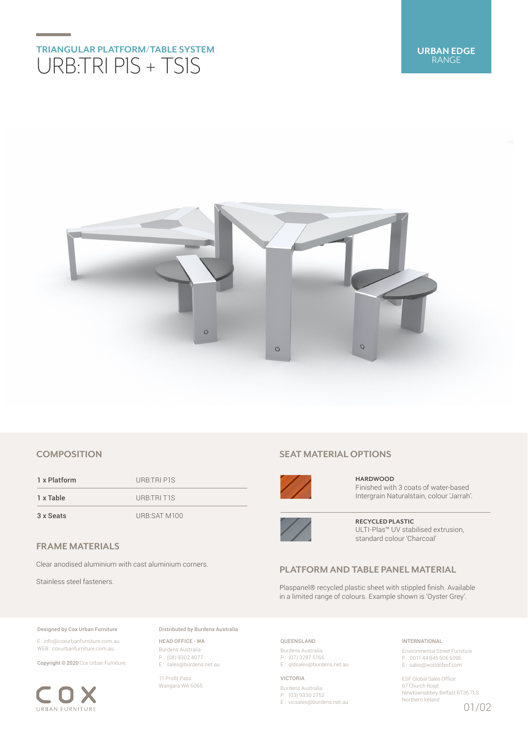**URBAN EDGE** RANGE

## TRIANGULAR PLATFORM/TABLE SYSTEM

# URB:TRI P1S + TS1S

### COMPOSITION

| | |
|---|---|
| 1 x Platform | URB:TRI P1S |
| 1 x Table | URB:TRI T1S |
| 3 x Seats | URB:SAT M100 |

### FRAME MATERIALS

Clear anodised aluminium with cast aluminium corners.

Stainless steel fasteners.

### SEAT MATERIAL OPTIONS

**HARDWOOD**
Finished with 3 coats of water-based Intergrain Naturalstain, colour 'Jarrah'.

**RECYCLED PLASTIC**
ULTI-Plas™ UV stabilised extrusion, standard colour 'Charcoal'

### PLATFORM AND TABLE PANEL MATERIAL

Plaspanel® recycled plastic sheet with stippled finish. Available in a limited range of colours. Example shown is 'Oyster Grey'.

**Designed by Cox Urban Furniture**

E : info@coxurbanfurniture.com.au
WEB : coxurbanfurniture.com.au

**Copyright © 2020** Cox Urban Furniture.

COX URBAN FURNITURE

**Distributed by Burdens Australia**

HEAD OFFICE - WA
Burdens Australia
P : (08) 9302 4077
E : sales@burdens.net.au

11 Profit Pass
Wangara WA 6065

QUEENSLAND
Burdens Australia
P : (07) 3287 5166
E : qldsales@burdens.net.au

VICTORIA
Burdens Australia
P : (03) 9330 2752
E : vicsales@burdens.net.au

INTERNATIONAL
Environmental Street Furniture
P : 0011 44 845 606 6095
E : sales@worldofesf.com

ESF Global Sales Office
67 Church Road
Newtownabbey, Belfast BT36 7LS
Northern Ireland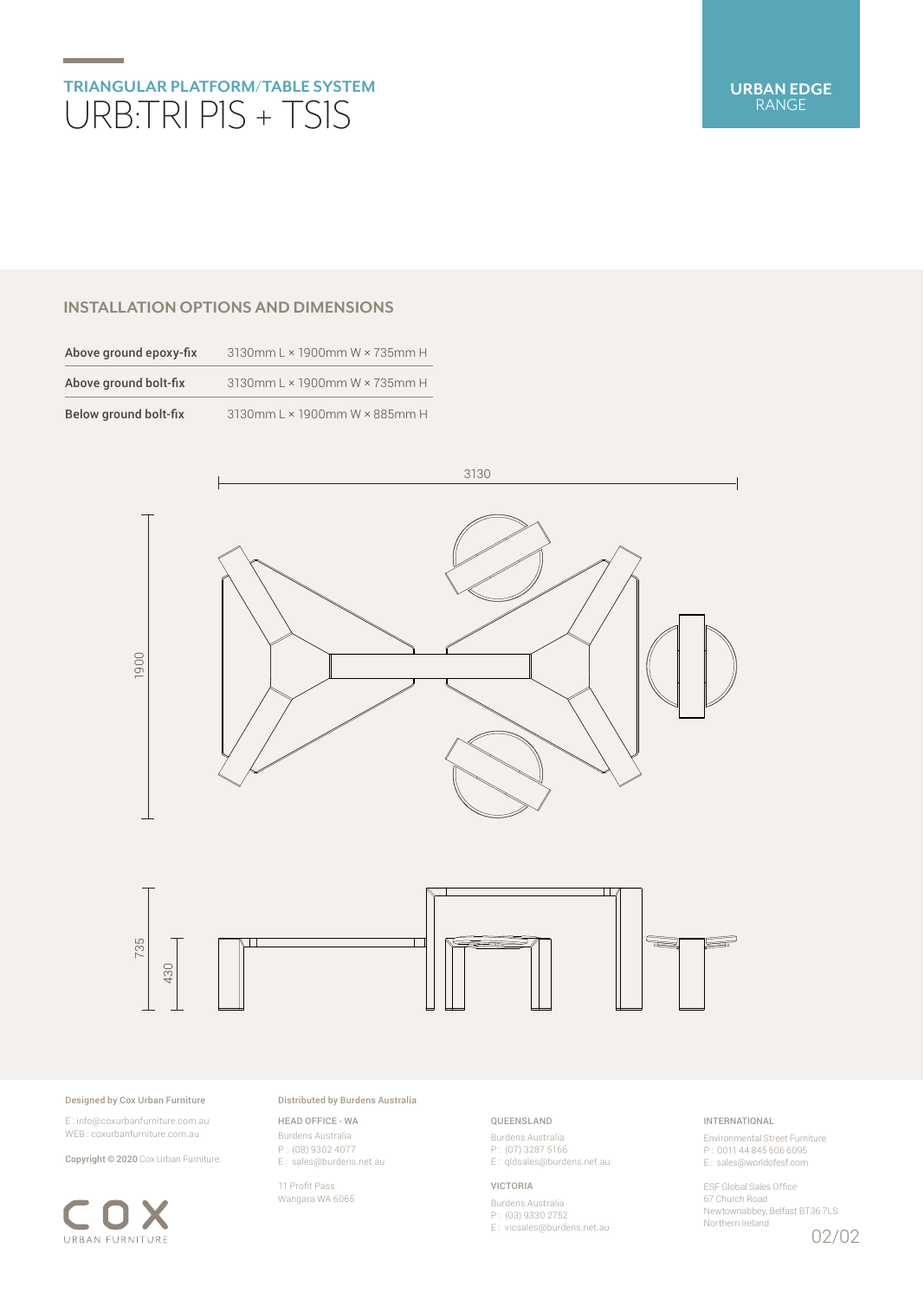## TRIANGULAR PLATFORM/TABLE SYSTEM

# URB:TRI P1S + TS1S

**URBAN EDGE** RANGE

## INSTALLATION OPTIONS AND DIMENSIONS

| | |
|---|---|
| Above ground epoxy-fix | 3130mm L × 1900mm W × 735mm H |
| Above ground bolt-fix | 3130mm L × 1900mm W × 735mm H |
| Below ground bolt-fix | 3130mm L × 1900mm W × 885mm H |

3130

1900

735

430

**Designed by Cox Urban Furniture**

E : info@coxurbanfurniture.com.au
WEB : coxurbanfurniture.com.au

**Copyright © 2020** Cox Urban Furniture.

COX URBAN FURNITURE

**Distributed by Burdens Australia**

HEAD OFFICE - WA
Burdens Australia
P : (08) 9302 4077
E : sales@burdens.net.au

11 Profit Pass
Wangara WA 6065

QUEENSLAND
Burdens Australia
P : (07) 3287 5166
E : qldsales@burdens.net.au

VICTORIA
Burdens Australia
P : (03) 9330 2752
E : vicsales@burdens.net.au

INTERNATIONAL
Environmental Street Furniture
P : 0011 44 845 606 6095
E : sales@worldofesf.com

ESF Global Sales Office
67 Church Road
Newtownabbey, Belfast BT36 7LS
Northern Ireland